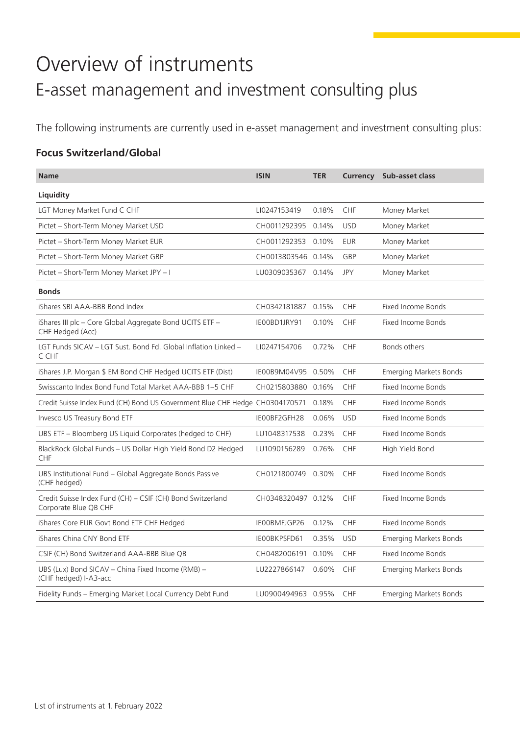# Overview of instruments

## E-asset management and investment consulting plus

The following instruments are currently used in e-asset management and investment consulting plus:

### Focus Switzerland/Global

| Name | ISIN | TER | Currency | Sub-asset class |
|---|---|---|---|---|
| **Liquidity** | | | | |
| LGT Money Market Fund C CHF | LI0247153419 | 0.18% | CHF | Money Market |
| Pictet – Short-Term Money Market USD | CH0011292395 | 0.14% | USD | Money Market |
| Pictet – Short-Term Money Market EUR | CH0011292353 | 0.10% | EUR | Money Market |
| Pictet – Short-Term Money Market GBP | CH0013803546 | 0.14% | GBP | Money Market |
| Pictet – Short-Term Money Market JPY – I | LU0309035367 | 0.14% | JPY | Money Market |
| **Bonds** | | | | |
| iShares SBI AAA-BBB Bond Index | CH0342181887 | 0.15% | CHF | Fixed Income Bonds |
| iShares III plc – Core Global Aggregate Bond UCITS ETF – CHF Hedged (Acc) | IE00BD1JRY91 | 0.10% | CHF | Fixed Income Bonds |
| LGT Funds SICAV – LGT Sust. Bond Fd. Global Inflation Linked – C CHF | LI0247154706 | 0.72% | CHF | Bonds others |
| iShares J.P. Morgan $ EM Bond CHF Hedged UCITS ETF (Dist) | IE00B9M04V95 | 0.50% | CHF | Emerging Markets Bonds |
| Swisscanto Index Bond Fund Total Market AAA-BBB 1–5 CHF | CH0215803880 | 0.16% | CHF | Fixed Income Bonds |
| Credit Suisse Index Fund (CH) Bond US Government Blue CHF Hedge | CH0304170571 | 0.18% | CHF | Fixed Income Bonds |
| Invesco US Treasury Bond ETF | IE00BF2GFH28 | 0.06% | USD | Fixed Income Bonds |
| UBS ETF – Bloomberg US Liquid Corporates (hedged to CHF) | LU1048317538 | 0.23% | CHF | Fixed Income Bonds |
| BlackRock Global Funds – US Dollar High Yield Bond D2 Hedged CHF | LU1090156289 | 0.76% | CHF | High Yield Bond |
| UBS Institutional Fund – Global Aggregate Bonds Passive (CHF hedged) | CH0121800749 | 0.30% | CHF | Fixed Income Bonds |
| Credit Suisse Index Fund (CH) – CSIF (CH) Bond Switzerland Corporate Blue QB CHF | CH0348320497 | 0.12% | CHF | Fixed Income Bonds |
| iShares Core EUR Govt Bond ETF CHF Hedged | IE00BMFJGP26 | 0.12% | CHF | Fixed Income Bonds |
| iShares China CNY Bond ETF | IE00BKPSFD61 | 0.35% | USD | Emerging Markets Bonds |
| CSIF (CH) Bond Switzerland AAA-BBB Blue QB | CH0482006191 | 0.10% | CHF | Fixed Income Bonds |
| UBS (Lux) Bond SICAV – China Fixed Income (RMB) – (CHF hedged) I-A3-acc | LU2227866147 | 0.60% | CHF | Emerging Markets Bonds |
| Fidelity Funds – Emerging Market Local Currency Debt Fund | LU0900494963 | 0.95% | CHF | Emerging Markets Bonds |

List of instruments at 1. February 2022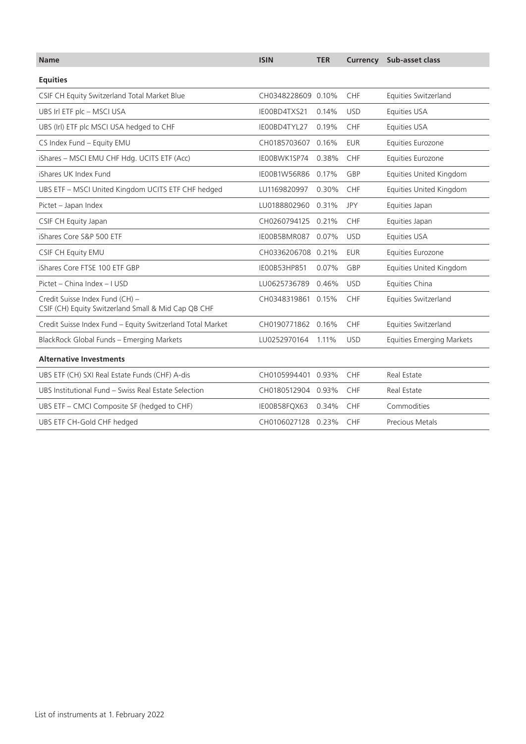| Name | ISIN | TER | Currency | Sub-asset class |
|---|---|---|---|---|
| **Equities** | | | | |
| CSIF CH Equity Switzerland Total Market Blue | CH0348228609 | 0.10% | CHF | Equities Switzerland |
| UBS Irl ETF plc – MSCI USA | IE00BD4TXS21 | 0.14% | USD | Equities USA |
| UBS (Irl) ETF plc MSCI USA hedged to CHF | IE00BD4TYL27 | 0.19% | CHF | Equities USA |
| CS Index Fund – Equity EMU | CH0185703607 | 0.16% | EUR | Equities Eurozone |
| iShares – MSCI EMU CHF Hdg. UCITS ETF (Acc) | IE00BWK1SP74 | 0.38% | CHF | Equities Eurozone |
| iShares UK Index Fund | IE00B1W56R86 | 0.17% | GBP | Equities United Kingdom |
| UBS ETF – MSCI United Kingdom UCITS ETF CHF hedged | LU1169820997 | 0.30% | CHF | Equities United Kingdom |
| Pictet – Japan Index | LU0188802960 | 0.31% | JPY | Equities Japan |
| CSIF CH Equity Japan | CH0260794125 | 0.21% | CHF | Equities Japan |
| iShares Core S&P 500 ETF | IE00B5BMR087 | 0.07% | USD | Equities USA |
| CSIF CH Equity EMU | CH0336206708 | 0.21% | EUR | Equities Eurozone |
| iShares Core FTSE 100 ETF GBP | IE00B53HP851 | 0.07% | GBP | Equities United Kingdom |
| Pictet – China Index – I USD | LU0625736789 | 0.46% | USD | Equities China |
| Credit Suisse Index Fund (CH) – CSIF (CH) Equity Switzerland Small & Mid Cap QB CHF | CH0348319861 | 0.15% | CHF | Equities Switzerland |
| Credit Suisse Index Fund – Equity Switzerland Total Market | CH0190771862 | 0.16% | CHF | Equities Switzerland |
| BlackRock Global Funds – Emerging Markets | LU0252970164 | 1.11% | USD | Equities Emerging Markets |
| **Alternative Investments** | | | | |
| UBS ETF (CH) SXI Real Estate Funds (CHF) A-dis | CH0105994401 | 0.93% | CHF | Real Estate |
| UBS Institutional Fund – Swiss Real Estate Selection | CH0180512904 | 0.93% | CHF | Real Estate |
| UBS ETF – CMCI Composite SF (hedged to CHF) | IE00B58FQX63 | 0.34% | CHF | Commodities |
| UBS ETF CH-Gold CHF hedged | CH0106027128 | 0.23% | CHF | Precious Metals |

List of instruments at 1. February 2022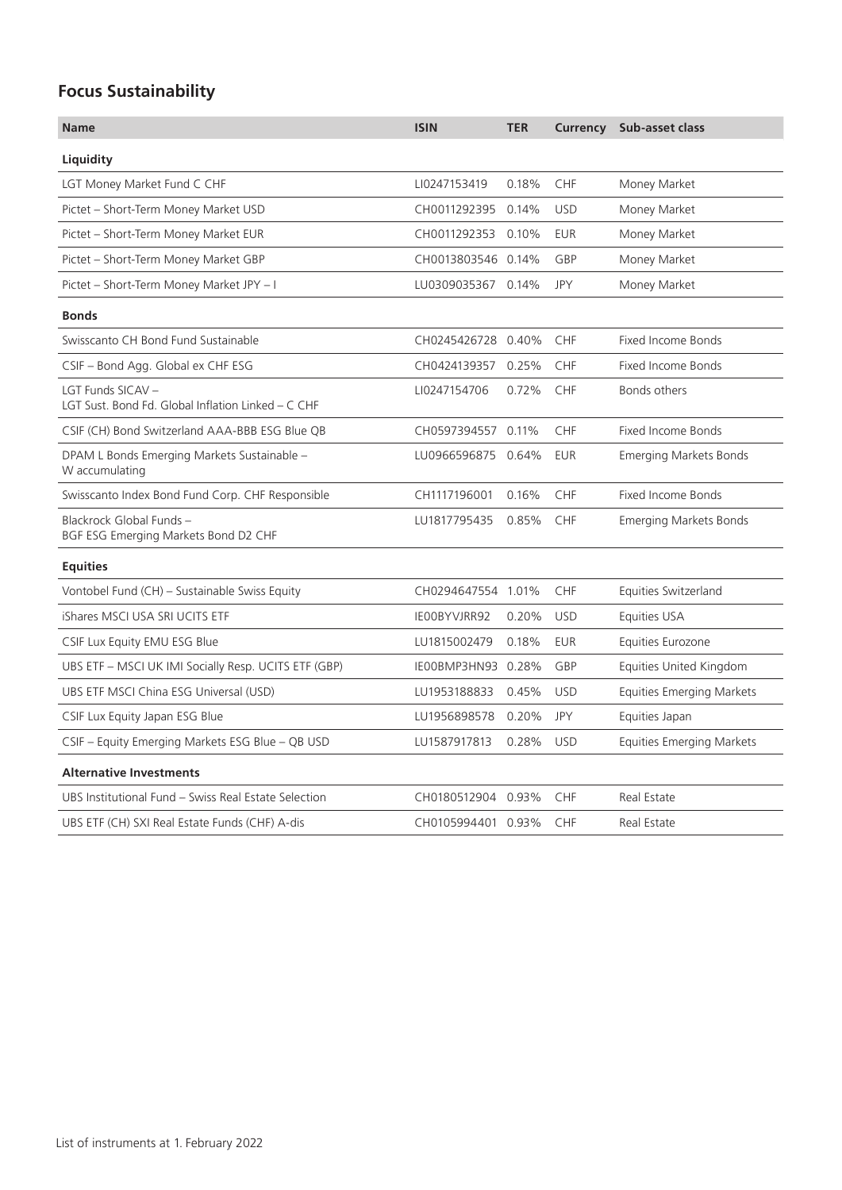## Focus Sustainability

| Name | ISIN | TER | Currency | Sub-asset class |
|---|---|---|---|---|
| **Liquidity** | | | | |
| LGT Money Market Fund C CHF | LI0247153419 | 0.18% | CHF | Money Market |
| Pictet – Short-Term Money Market USD | CH0011292395 | 0.14% | USD | Money Market |
| Pictet – Short-Term Money Market EUR | CH0011292353 | 0.10% | EUR | Money Market |
| Pictet – Short-Term Money Market GBP | CH0013803546 | 0.14% | GBP | Money Market |
| Pictet – Short-Term Money Market JPY – I | LU0309035367 | 0.14% | JPY | Money Market |
| **Bonds** | | | | |
| Swisscanto CH Bond Fund Sustainable | CH0245426728 | 0.40% | CHF | Fixed Income Bonds |
| CSIF – Bond Agg. Global ex CHF ESG | CH0424139357 | 0.25% | CHF | Fixed Income Bonds |
| LGT Funds SICAV – LGT Sust. Bond Fd. Global Inflation Linked – C CHF | LI0247154706 | 0.72% | CHF | Bonds others |
| CSIF (CH) Bond Switzerland AAA-BBB ESG Blue QB | CH0597394557 | 0.11% | CHF | Fixed Income Bonds |
| DPAM L Bonds Emerging Markets Sustainable – W accumulating | LU0966596875 | 0.64% | EUR | Emerging Markets Bonds |
| Swisscanto Index Bond Fund Corp. CHF Responsible | CH1117196001 | 0.16% | CHF | Fixed Income Bonds |
| Blackrock Global Funds – BGF ESG Emerging Markets Bond D2 CHF | LU1817795435 | 0.85% | CHF | Emerging Markets Bonds |
| **Equities** | | | | |
| Vontobel Fund (CH) – Sustainable Swiss Equity | CH0294647554 | 1.01% | CHF | Equities Switzerland |
| iShares MSCI USA SRI UCITS ETF | IE00BYVJRR92 | 0.20% | USD | Equities USA |
| CSIF Lux Equity EMU ESG Blue | LU1815002479 | 0.18% | EUR | Equities Eurozone |
| UBS ETF – MSCI UK IMI Socially Resp. UCITS ETF (GBP) | IE00BMP3HN93 | 0.28% | GBP | Equities United Kingdom |
| UBS ETF MSCI China ESG Universal (USD) | LU1953188833 | 0.45% | USD | Equities Emerging Markets |
| CSIF Lux Equity Japan ESG Blue | LU1956898578 | 0.20% | JPY | Equities Japan |
| CSIF – Equity Emerging Markets ESG Blue – QB USD | LU1587917813 | 0.28% | USD | Equities Emerging Markets |
| **Alternative Investments** | | | | |
| UBS Institutional Fund – Swiss Real Estate Selection | CH0180512904 | 0.93% | CHF | Real Estate |
| UBS ETF (CH) SXI Real Estate Funds (CHF) A-dis | CH0105994401 | 0.93% | CHF | Real Estate |

List of instruments at 1. February 2022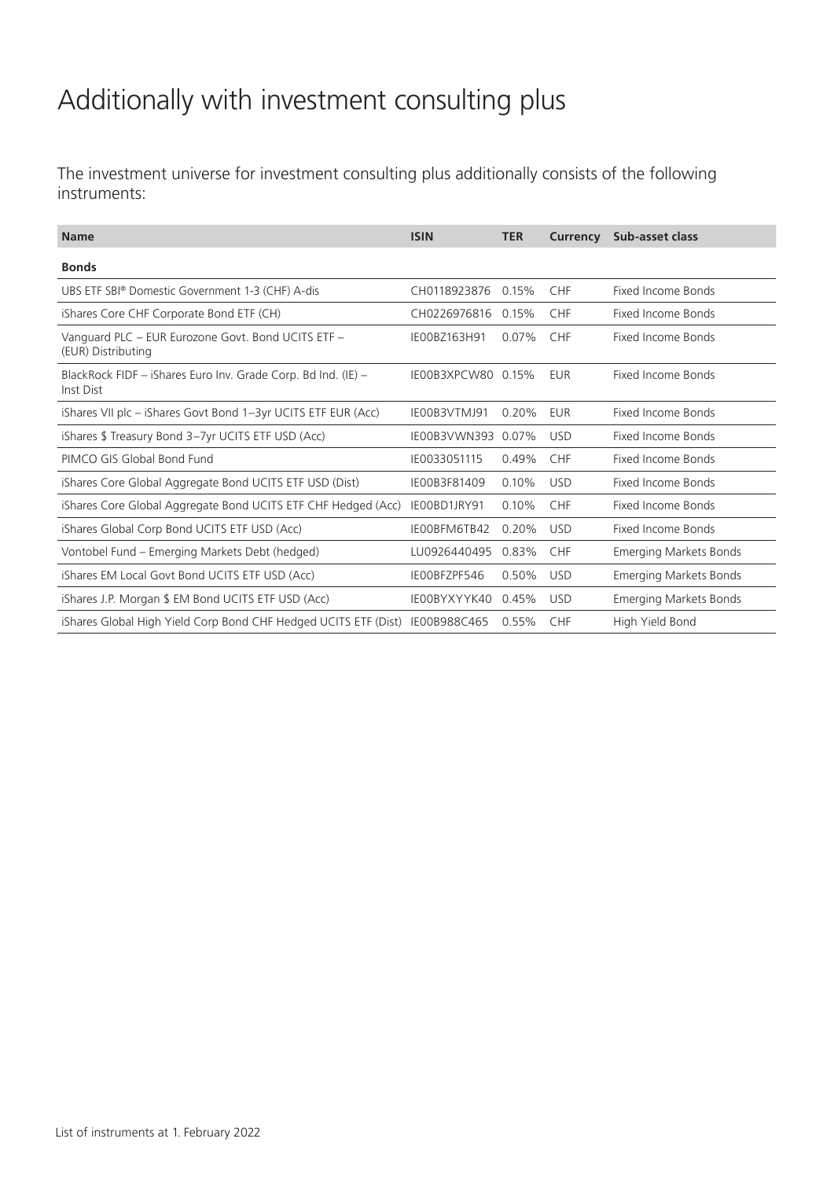# Additionally with investment consulting plus

The investment universe for investment consulting plus additionally consists of the following instruments:

| Name | ISIN | TER | Currency | Sub-asset class |
|---|---|---|---|---|
| **Bonds** | | | | |
| UBS ETF SBI® Domestic Government 1-3 (CHF) A-dis | CH0118923876 | 0.15% | CHF | Fixed Income Bonds |
| iShares Core CHF Corporate Bond ETF (CH) | CH0226976816 | 0.15% | CHF | Fixed Income Bonds |
| Vanguard PLC – EUR Eurozone Govt. Bond UCITS ETF – (EUR) Distributing | IE00BZ163H91 | 0.07% | CHF | Fixed Income Bonds |
| BlackRock FIDF – iShares Euro Inv. Grade Corp. Bd Ind. (IE) – Inst Dist | IE00B3XPCW80 | 0.15% | EUR | Fixed Income Bonds |
| iShares VII plc – iShares Govt Bond 1–3yr UCITS ETF EUR (Acc) | IE00B3VTMJ91 | 0.20% | EUR | Fixed Income Bonds |
| iShares $ Treasury Bond 3–7yr UCITS ETF USD (Acc) | IE00B3VWN393 | 0.07% | USD | Fixed Income Bonds |
| PIMCO GIS Global Bond Fund | IE0033051115 | 0.49% | CHF | Fixed Income Bonds |
| iShares Core Global Aggregate Bond UCITS ETF USD (Dist) | IE00B3F81409 | 0.10% | USD | Fixed Income Bonds |
| iShares Core Global Aggregate Bond UCITS ETF CHF Hedged (Acc) | IE00BD1JRY91 | 0.10% | CHF | Fixed Income Bonds |
| iShares Global Corp Bond UCITS ETF USD (Acc) | IE00BFM6TB42 | 0.20% | USD | Fixed Income Bonds |
| Vontobel Fund – Emerging Markets Debt (hedged) | LU0926440495 | 0.83% | CHF | Emerging Markets Bonds |
| iShares EM Local Govt Bond UCITS ETF USD (Acc) | IE00BFZPF546 | 0.50% | USD | Emerging Markets Bonds |
| iShares J.P. Morgan $ EM Bond UCITS ETF USD (Acc) | IE00BYXYYK40 | 0.45% | USD | Emerging Markets Bonds |
| iShares Global High Yield Corp Bond CHF Hedged UCITS ETF (Dist) | IE00B988C465 | 0.55% | CHF | High Yield Bond |

List of instruments at 1. February 2022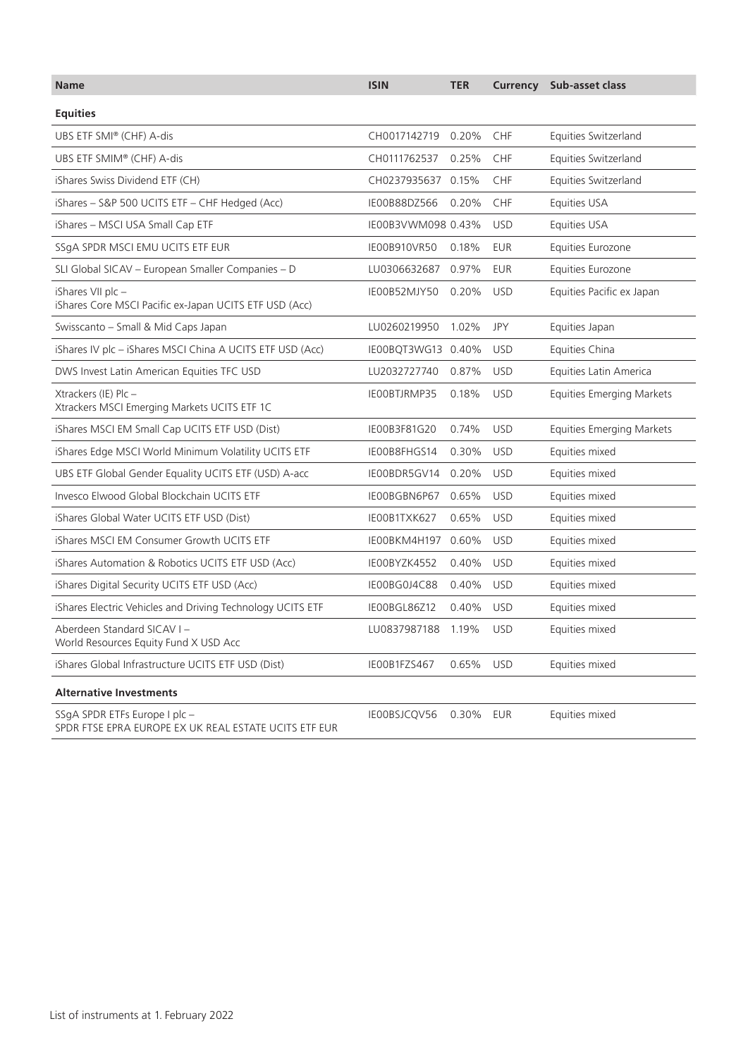| Name | ISIN | TER | Currency | Sub-asset class |
|---|---|---|---|---|
| **Equities** | | | | |
| UBS ETF SMI® (CHF) A-dis | CH0017142719 | 0.20% | CHF | Equities Switzerland |
| UBS ETF SMIM® (CHF) A-dis | CH0111762537 | 0.25% | CHF | Equities Switzerland |
| iShares Swiss Dividend ETF (CH) | CH0237935637 | 0.15% | CHF | Equities Switzerland |
| iShares – S&P 500 UCITS ETF – CHF Hedged (Acc) | IE00B88DZ566 | 0.20% | CHF | Equities USA |
| iShares – MSCI USA Small Cap ETF | IE00B3VWM098 | 0.43% | USD | Equities USA |
| SSgA SPDR MSCI EMU UCITS ETF EUR | IE00B910VR50 | 0.18% | EUR | Equities Eurozone |
| SLI Global SICAV – European Smaller Companies – D | LU0306632687 | 0.97% | EUR | Equities Eurozone |
| iShares VII plc – iShares Core MSCI Pacific ex-Japan UCITS ETF USD (Acc) | IE00B52MJY50 | 0.20% | USD | Equities Pacific ex Japan |
| Swisscanto – Small & Mid Caps Japan | LU0260219950 | 1.02% | JPY | Equities Japan |
| iShares IV plc – iShares MSCI China A UCITS ETF USD (Acc) | IE00BQT3WG13 | 0.40% | USD | Equities China |
| DWS Invest Latin American Equities TFC USD | LU2032727740 | 0.87% | USD | Equities Latin America |
| Xtrackers (IE) Plc – Xtrackers MSCI Emerging Markets UCITS ETF 1C | IE00BTJRMP35 | 0.18% | USD | Equities Emerging Markets |
| iShares MSCI EM Small Cap UCITS ETF USD (Dist) | IE00B3F81G20 | 0.74% | USD | Equities Emerging Markets |
| iShares Edge MSCI World Minimum Volatility UCITS ETF | IE00B8FHGS14 | 0.30% | USD | Equities mixed |
| UBS ETF Global Gender Equality UCITS ETF (USD) A-acc | IE00BDR5GV14 | 0.20% | USD | Equities mixed |
| Invesco Elwood Global Blockchain UCITS ETF | IE00BGBN6P67 | 0.65% | USD | Equities mixed |
| iShares Global Water UCITS ETF USD (Dist) | IE00B1TXK627 | 0.65% | USD | Equities mixed |
| iShares MSCI EM Consumer Growth UCITS ETF | IE00BKM4H197 | 0.60% | USD | Equities mixed |
| iShares Automation & Robotics UCITS ETF USD (Acc) | IE00BYZK4552 | 0.40% | USD | Equities mixed |
| iShares Digital Security UCITS ETF USD (Acc) | IE00BG0J4C88 | 0.40% | USD | Equities mixed |
| iShares Electric Vehicles and Driving Technology UCITS ETF | IE00BGL86Z12 | 0.40% | USD | Equities mixed |
| Aberdeen Standard SICAV I – World Resources Equity Fund X USD Acc | LU0837987188 | 1.19% | USD | Equities mixed |
| iShares Global Infrastructure UCITS ETF USD (Dist) | IE00B1FZS467 | 0.65% | USD | Equities mixed |
| **Alternative Investments** | | | | |
| SSgA SPDR ETFs Europe I plc – SPDR FTSE EPRA EUROPE EX UK REAL ESTATE UCITS ETF EUR | IE00BSJCQV56 | 0.30% | EUR | Equities mixed |

List of instruments at 1. February 2022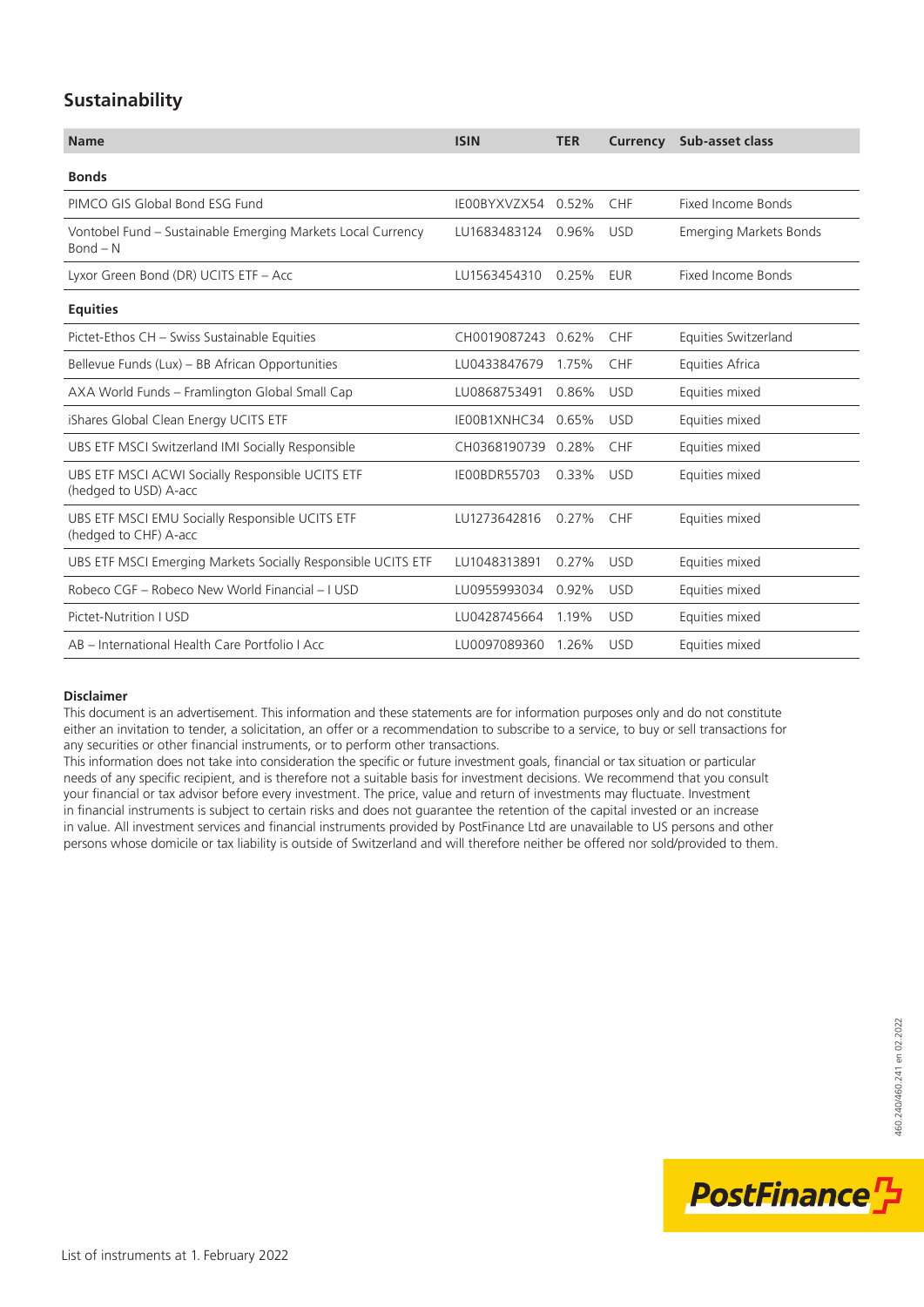## Sustainability

| Name | ISIN | TER | Currency | Sub-asset class |
|---|---|---|---|---|
| **Bonds** | | | | |
| PIMCO GIS Global Bond ESG Fund | IE00BYXVZX54 | 0.52% | CHF | Fixed Income Bonds |
| Vontobel Fund – Sustainable Emerging Markets Local Currency Bond – N | LU1683483124 | 0.96% | USD | Emerging Markets Bonds |
| Lyxor Green Bond (DR) UCITS ETF – Acc | LU1563454310 | 0.25% | EUR | Fixed Income Bonds |
| **Equities** | | | | |
| Pictet-Ethos CH – Swiss Sustainable Equities | CH0019087243 | 0.62% | CHF | Equities Switzerland |
| Bellevue Funds (Lux) – BB African Opportunities | LU0433847679 | 1.75% | CHF | Equities Africa |
| AXA World Funds – Framlington Global Small Cap | LU0868753491 | 0.86% | USD | Equities mixed |
| iShares Global Clean Energy UCITS ETF | IE00B1XNHC34 | 0.65% | USD | Equities mixed |
| UBS ETF MSCI Switzerland IMI Socially Responsible | CH0368190739 | 0.28% | CHF | Equities mixed |
| UBS ETF MSCI ACWI Socially Responsible UCITS ETF (hedged to USD) A-acc | IE00BDR55703 | 0.33% | USD | Equities mixed |
| UBS ETF MSCI EMU Socially Responsible UCITS ETF (hedged to CHF) A-acc | LU1273642816 | 0.27% | CHF | Equities mixed |
| UBS ETF MSCI Emerging Markets Socially Responsible UCITS ETF | LU1048313891 | 0.27% | USD | Equities mixed |
| Robeco CGF – Robeco New World Financial – I USD | LU0955993034 | 0.92% | USD | Equities mixed |
| Pictet-Nutrition I USD | LU0428745664 | 1.19% | USD | Equities mixed |
| AB – International Health Care Portfolio I Acc | LU0097089360 | 1.26% | USD | Equities mixed |

**Disclaimer**

This document is an advertisement. This information and these statements are for information purposes only and do not constitute either an invitation to tender, a solicitation, an offer or a recommendation to subscribe to a service, to buy or sell transactions for any securities or other financial instruments, or to perform other transactions.

This information does not take into consideration the specific or future investment goals, financial or tax situation or particular needs of any specific recipient, and is therefore not a suitable basis for investment decisions. We recommend that you consult your financial or tax advisor before every investment. The price, value and return of investments may fluctuate. Investment in financial instruments is subject to certain risks and does not guarantee the retention of the capital invested or an increase in value. All investment services and financial instruments provided by PostFinance Ltd are unavailable to US persons and other persons whose domicile or tax liability is outside of Switzerland and will therefore neither be offered nor sold/provided to them.

460.240/460.241 en 02.2022

PostFinance

List of instruments at 1. February 2022